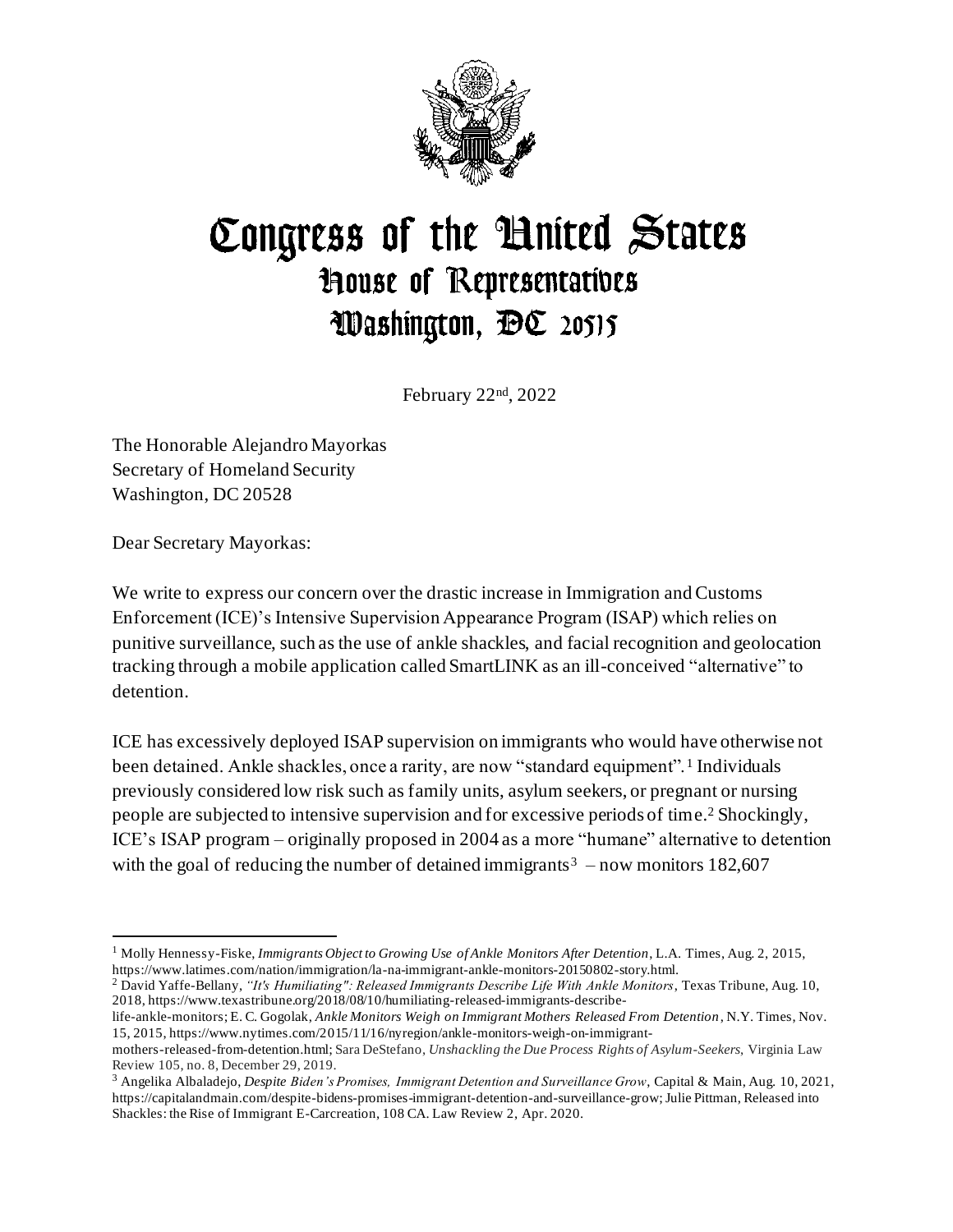# Congress of the United States
## House of Representatives
## Washington, DC 20515

February 22nd, 2022

The Honorable Alejandro Mayorkas
Secretary of Homeland Security
Washington, DC 20528

Dear Secretary Mayorkas:

We write to express our concern over the drastic increase in Immigration and Customs Enforcement (ICE)'s Intensive Supervision Appearance Program (ISAP) which relies on punitive surveillance, such as the use of ankle shackles, and facial recognition and geolocation tracking through a mobile application called SmartLINK as an ill-conceived "alternative" to detention.

ICE has excessively deployed ISAP supervision on immigrants who would have otherwise not been detained. Ankle shackles, once a rarity, are now "standard equipment".[1] Individuals previously considered low risk such as family units, asylum seekers, or pregnant or nursing people are subjected to intensive supervision and for excessive periods of time.[2] Shockingly, ICE's ISAP program – originally proposed in 2004 as a more "humane" alternative to detention with the goal of reducing the number of detained immigrants[3] – now monitors 182,607

---

[1] Molly Hennessy-Fiske, *Immigrants Object to Growing Use of Ankle Monitors After Detention*, L.A. Times, Aug. 2, 2015, https://www.latimes.com/nation/immigration/la-na-immigrant-ankle-monitors-20150802-story.html.

[2] David Yaffe-Bellany, *"It's Humiliating": Released Immigrants Describe Life With Ankle Monitors*, Texas Tribune, Aug. 10, 2018, https://www.texastribune.org/2018/08/10/humiliating-released-immigrants-describe-life-ankle-monitors; E. C. Gogolak, *Ankle Monitors Weigh on Immigrant Mothers Released From Detention*, N.Y. Times, Nov. 15, 2015, https://www.nytimes.com/2015/11/16/nyregion/ankle-monitors-weigh-on-immigrant-mothers-released-from-detention.html; Sara DeStefano, *Unshackling the Due Process Rights of Asylum-Seekers*, Virginia Law Review 105, no. 8, December 29, 2019.

[3] Angelika Albaladejo, *Despite Biden's Promises, Immigrant Detention and Surveillance Grow*, Capital & Main, Aug. 10, 2021, https://capitalandmain.com/despite-bidens-promises-immigrant-detention-and-surveillance-grow; Julie Pittman, Released into Shackles: the Rise of Immigrant E-Carcreation, 108 CA. Law Review 2, Apr. 2020.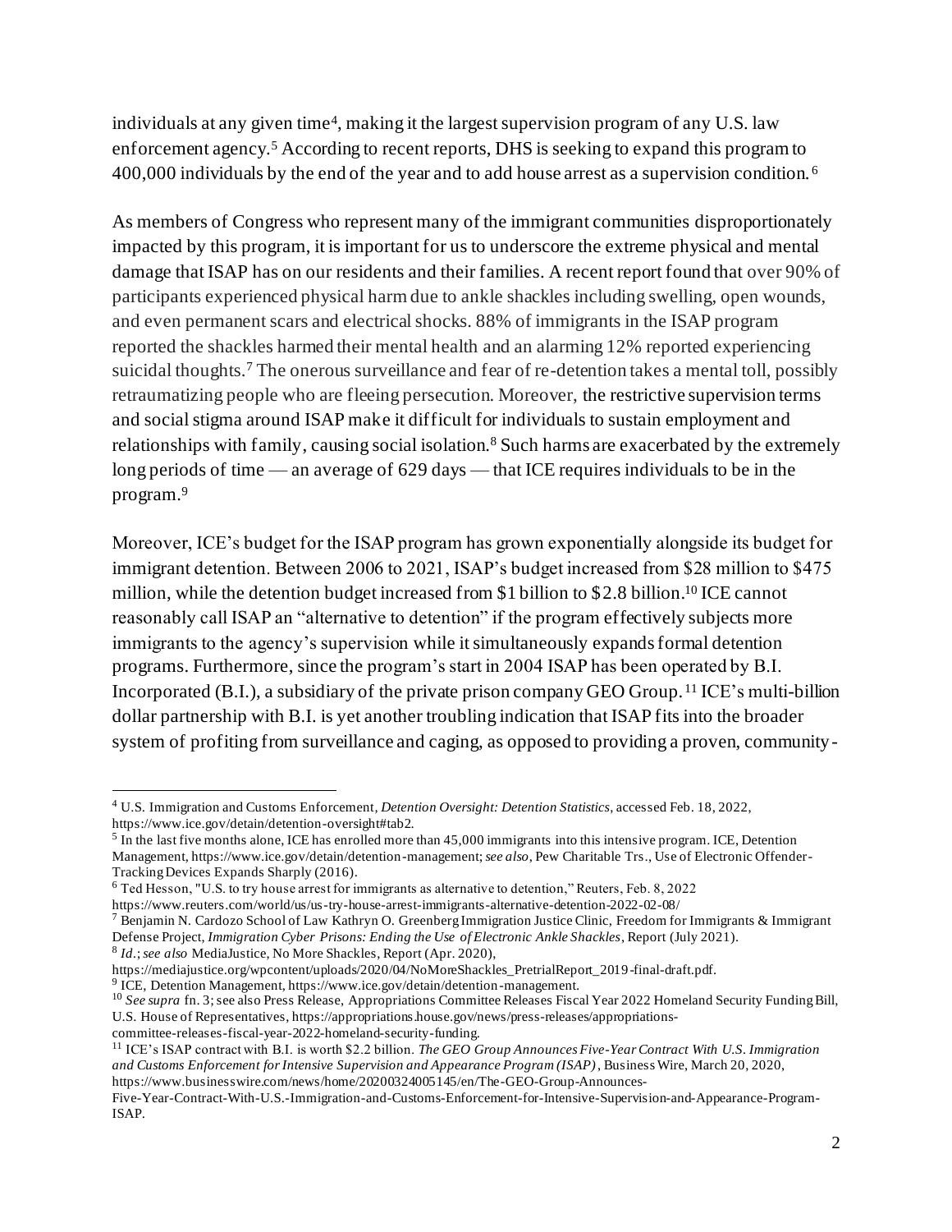individuals at any given time[4], making it the largest supervision program of any U.S. law enforcement agency.[5] According to recent reports, DHS is seeking to expand this program to 400,000 individuals by the end of the year and to add house arrest as a supervision condition.[6]

As members of Congress who represent many of the immigrant communities disproportionately impacted by this program, it is important for us to underscore the extreme physical and mental damage that ISAP has on our residents and their families. A recent report found that over 90% of participants experienced physical harm due to ankle shackles including swelling, open wounds, and even permanent scars and electrical shocks. 88% of immigrants in the ISAP program reported the shackles harmed their mental health and an alarming 12% reported experiencing suicidal thoughts.[7] The onerous surveillance and fear of re-detention takes a mental toll, possibly retraumatizing people who are fleeing persecution. Moreover, the restrictive supervision terms and social stigma around ISAP make it difficult for individuals to sustain employment and relationships with family, causing social isolation.[8] Such harms are exacerbated by the extremely long periods of time — an average of 629 days — that ICE requires individuals to be in the program.[9]

Moreover, ICE's budget for the ISAP program has grown exponentially alongside its budget for immigrant detention. Between 2006 to 2021, ISAP's budget increased from $28 million to $475 million, while the detention budget increased from $1 billion to $2.8 billion.[10] ICE cannot reasonably call ISAP an "alternative to detention" if the program effectively subjects more immigrants to the agency's supervision while it simultaneously expands formal detention programs. Furthermore, since the program's start in 2004 ISAP has been operated by B.I. Incorporated (B.I.), a subsidiary of the private prison company GEO Group.[11] ICE's multi-billion dollar partnership with B.I. is yet another troubling indication that ISAP fits into the broader system of profiting from surveillance and caging, as opposed to providing a proven, community-

---

[4] U.S. Immigration and Customs Enforcement, *Detention Oversight: Detention Statistics*, accessed Feb. 18, 2022, https://www.ice.gov/detain/detention-oversight#tab2.

[5] In the last five months alone, ICE has enrolled more than 45,000 immigrants into this intensive program. ICE, Detention Management, https://www.ice.gov/detain/detention-management; *see also*, Pew Charitable Trs., Use of Electronic Offender-Tracking Devices Expands Sharply (2016).

[6] Ted Hesson, "U.S. to try house arrest for immigrants as alternative to detention," Reuters, Feb. 8, 2022 https://www.reuters.com/world/us/us-try-house-arrest-immigrants-alternative-detention-2022-02-08/

[7] Benjamin N. Cardozo School of Law Kathryn O. Greenberg Immigration Justice Clinic, Freedom for Immigrants & Immigrant Defense Project, *Immigration Cyber Prisons: Ending the Use of Electronic Ankle Shackles*, Report (July 2021).

[8] *Id.*; *see also* MediaJustice, No More Shackles, Report (Apr. 2020), https://mediajustice.org/wpcontent/uploads/2020/04/NoMoreShackles_PretrialReport_2019-final-draft.pdf.

[9] ICE, Detention Management, https://www.ice.gov/detain/detention-management.

[10] *See supra* fn. 3; see also Press Release, Appropriations Committee Releases Fiscal Year 2022 Homeland Security Funding Bill, U.S. House of Representatives, https://appropriations.house.gov/news/press-releases/appropriations-committee-releases-fiscal-year-2022-homeland-security-funding.

[11] ICE's ISAP contract with B.I. is worth $2.2 billion. *The GEO Group Announces Five-Year Contract With U.S. Immigration and Customs Enforcement for Intensive Supervision and Appearance Program (ISAP)*, Business Wire, March 20, 2020, https://www.businesswire.com/news/home/20200324005145/en/The-GEO-Group-Announces-Five-Year-Contract-With-U.S.-Immigration-and-Customs-Enforcement-for-Intensive-Supervision-and-Appearance-Program-ISAP.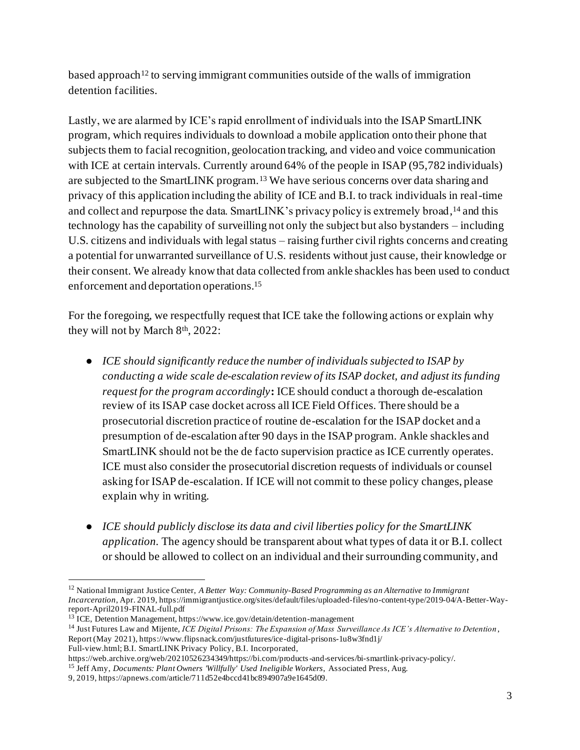based approach[12] to serving immigrant communities outside of the walls of immigration detention facilities.

Lastly, we are alarmed by ICE's rapid enrollment of individuals into the ISAP SmartLINK program, which requires individuals to download a mobile application onto their phone that subjects them to facial recognition, geolocation tracking, and video and voice communication with ICE at certain intervals. Currently around 64% of the people in ISAP (95,782 individuals) are subjected to the SmartLINK program.[13] We have serious concerns over data sharing and privacy of this application including the ability of ICE and B.I. to track individuals in real-time and collect and repurpose the data. SmartLINK's privacy policy is extremely broad,[14] and this technology has the capability of surveilling not only the subject but also bystanders – including U.S. citizens and individuals with legal status – raising further civil rights concerns and creating a potential for unwarranted surveillance of U.S. residents without just cause, their knowledge or their consent. We already know that data collected from ankle shackles has been used to conduct enforcement and deportation operations.[15]

For the foregoing, we respectfully request that ICE take the following actions or explain why they will not by March 8th, 2022:

- *ICE should significantly reduce the number of individuals subjected to ISAP by conducting a wide scale de-escalation review of its ISAP docket, and adjust its funding request for the program accordingly***:** ICE should conduct a thorough de-escalation review of its ISAP case docket across all ICE Field Offices. There should be a prosecutorial discretion practice of routine de-escalation for the ISAP docket and a presumption of de-escalation after 90 days in the ISAP program. Ankle shackles and SmartLINK should not be the de facto supervision practice as ICE currently operates. ICE must also consider the prosecutorial discretion requests of individuals or counsel asking for ISAP de-escalation. If ICE will not commit to these policy changes, please explain why in writing.

- *ICE should publicly disclose its data and civil liberties policy for the SmartLINK application.* The agency should be transparent about what types of data it or B.I. collect or should be allowed to collect on an individual and their surrounding community, and

---

[12] National Immigrant Justice Center, *A Better Way: Community-Based Programming as an Alternative to Immigrant Incarceration*, Apr. 2019, https://immigrantjustice.org/sites/default/files/uploaded-files/no-content-type/2019-04/A-Better-Way-report-April2019-FINAL-full.pdf

[13] ICE, Detention Management, https://www.ice.gov/detain/detention-management

[14] Just Futures Law and Mijente, *ICE Digital Prisons: The Expansion of Mass Surveillance As ICE's Alternative to Detention*, Report (May 2021), https://www.flipsnack.com/justfutures/ice-digital-prisons-1u8w3fnd1j/ Full-view.html; B.I. SmartLINK Privacy Policy, B.I. Incorporated, https://web.archive.org/web/20210526234349/https://bi.com/products-and-services/bi-smartlink-privacy-policy/.

[15] Jeff Amy, *Documents: Plant Owners 'Willfully' Used Ineligible Workers*, Associated Press, Aug. 9, 2019, https://apnews.com/article/711d52e4bccd41bc894907a9e1645d09.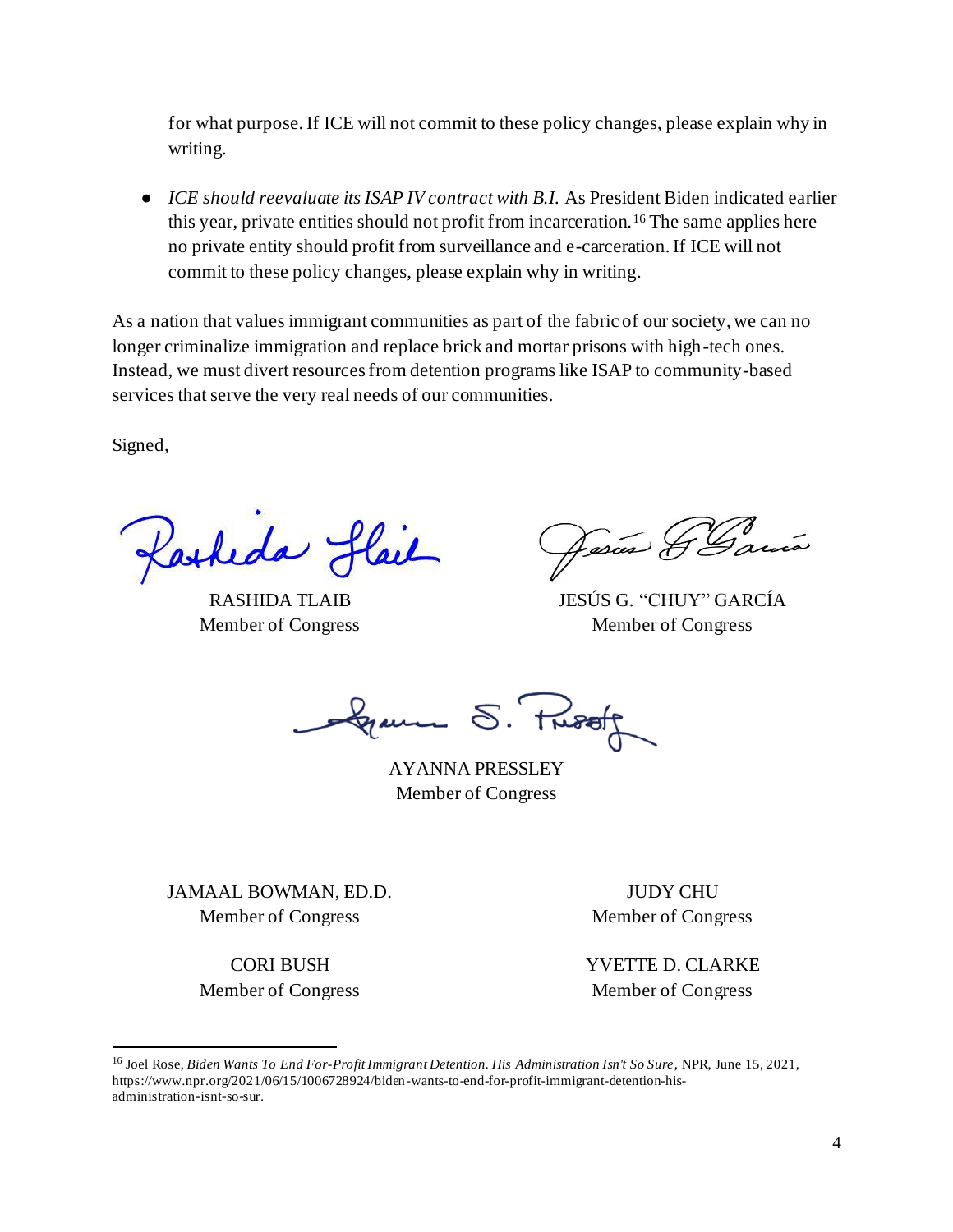for what purpose. If ICE will not commit to these policy changes, please explain why in writing.

- *ICE should reevaluate its ISAP IV contract with B.I.* As President Biden indicated earlier this year, private entities should not profit from incarceration.[16] The same applies here — no private entity should profit from surveillance and e-carceration. If ICE will not commit to these policy changes, please explain why in writing.

As a nation that values immigrant communities as part of the fabric of our society, we can no longer criminalize immigration and replace brick and mortar prisons with high-tech ones. Instead, we must divert resources from detention programs like ISAP to community-based services that serve the very real needs of our communities.

Signed,

RASHIDA TLAIB
Member of Congress

JESÚS G. "CHUY" GARCÍA
Member of Congress

AYANNA PRESSLEY
Member of Congress

JAMAAL BOWMAN, ED.D.
Member of Congress

JUDY CHU
Member of Congress

CORI BUSH
Member of Congress

YVETTE D. CLARKE
Member of Congress

---

[16] Joel Rose, *Biden Wants To End For-Profit Immigrant Detention. His Administration Isn't So Sure*, NPR, June 15, 2021, https://www.npr.org/2021/06/15/1006728924/biden-wants-to-end-for-profit-immigrant-detention-his-administration-isnt-so-sur.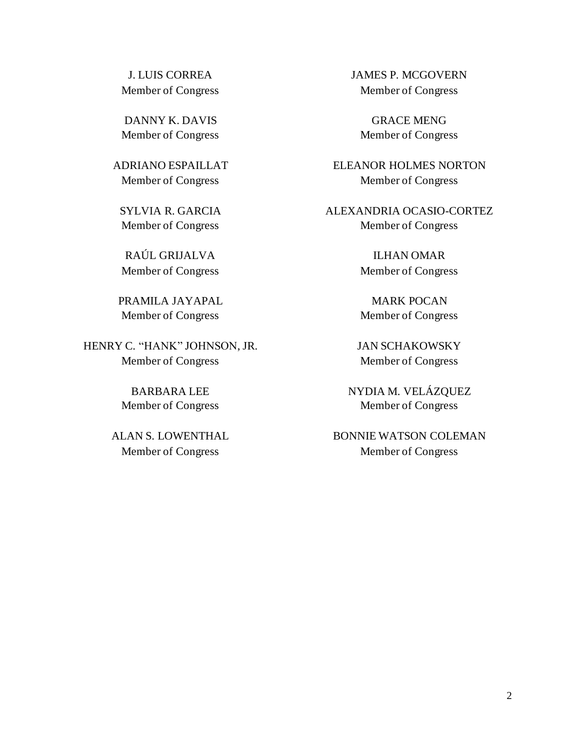J. LUIS CORREA
Member of Congress

DANNY K. DAVIS
Member of Congress

ADRIANO ESPAILLAT
Member of Congress

SYLVIA R. GARCIA
Member of Congress

RAÚL GRIJALVA
Member of Congress

PRAMILA JAYAPAL
Member of Congress

HENRY C. "HANK" JOHNSON, JR.
Member of Congress

BARBARA LEE
Member of Congress

ALAN S. LOWENTHAL
Member of Congress

JAMES P. MCGOVERN
Member of Congress

GRACE MENG
Member of Congress

ELEANOR HOLMES NORTON
Member of Congress

ALEXANDRIA OCASIO-CORTEZ
Member of Congress

ILHAN OMAR
Member of Congress

MARK POCAN
Member of Congress

JAN SCHAKOWSKY
Member of Congress

NYDIA M. VELÁZQUEZ
Member of Congress

BONNIE WATSON COLEMAN
Member of Congress